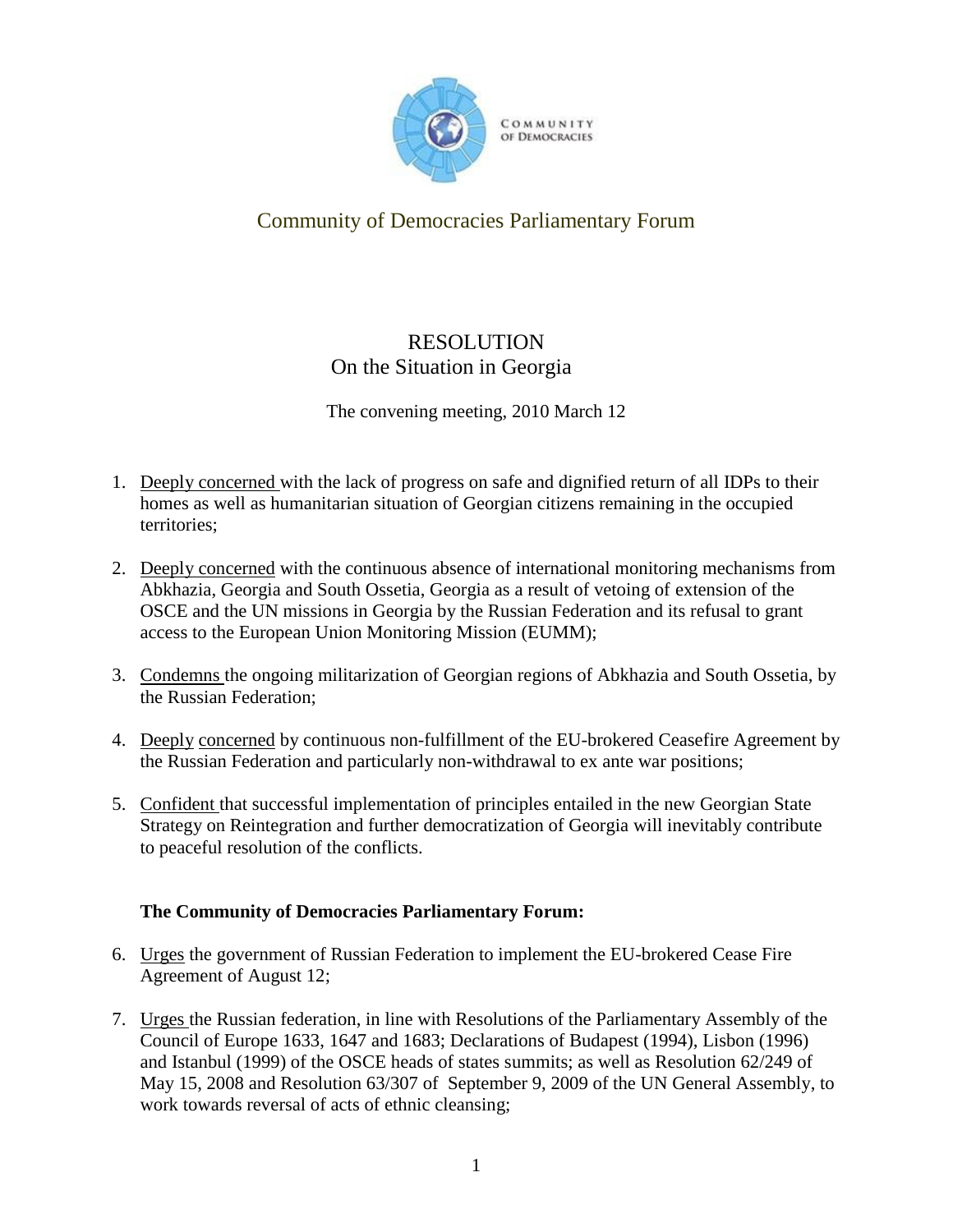COMMUNITY OF DEMOCRACIES

# Community of Democracies Parliamentary Forum

## RESOLUTION
## On the Situation in Georgia

The convening meeting, 2010 March 12

1. <u>Deeply concerned</u> with the lack of progress on safe and dignified return of all IDPs to their homes as well as humanitarian situation of Georgian citizens remaining in the occupied territories;

2. <u>Deeply concerned</u> with the continuous absence of international monitoring mechanisms from Abkhazia, Georgia and South Ossetia, Georgia as a result of vetoing of extension of the OSCE and the UN missions in Georgia by the Russian Federation and its refusal to grant access to the European Union Monitoring Mission (EUMM);

3. <u>Condemns</u> the ongoing militarization of Georgian regions of Abkhazia and South Ossetia, by the Russian Federation;

4. <u>Deeply concerned</u> by continuous non-fulfillment of the EU-brokered Ceasefire Agreement by the Russian Federation and particularly non-withdrawal to ex ante war positions;

5. <u>Confident</u> that successful implementation of principles entailed in the new Georgian State Strategy on Reintegration and further democratization of Georgia will inevitably contribute to peaceful resolution of the conflicts.

**The Community of Democracies Parliamentary Forum:**

6. <u>Urges</u> the government of Russian Federation to implement the EU-brokered Cease Fire Agreement of August 12;

7. <u>Urges</u> the Russian federation, in line with Resolutions of the Parliamentary Assembly of the Council of Europe 1633, 1647 and 1683; Declarations of Budapest (1994), Lisbon (1996) and Istanbul (1999) of the OSCE heads of states summits; as well as Resolution 62/249 of May 15, 2008 and Resolution 63/307 of September 9, 2009 of the UN General Assembly, to work towards reversal of acts of ethnic cleansing;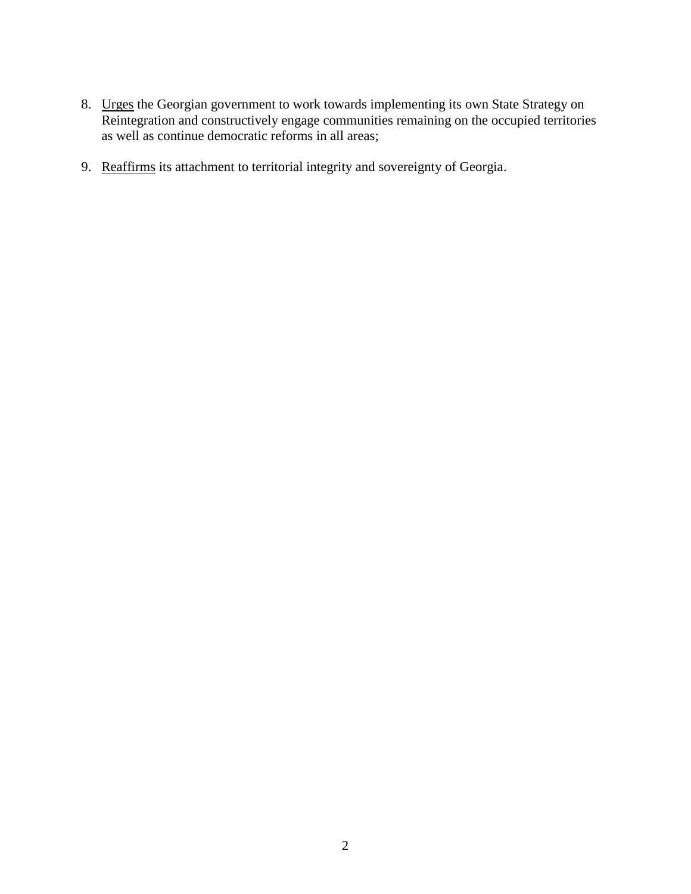8. Urges the Georgian government to work towards implementing its own State Strategy on Reintegration and constructively engage communities remaining on the occupied territories as well as continue democratic reforms in all areas;

9. Reaffirms its attachment to territorial integrity and sovereignty of Georgia.